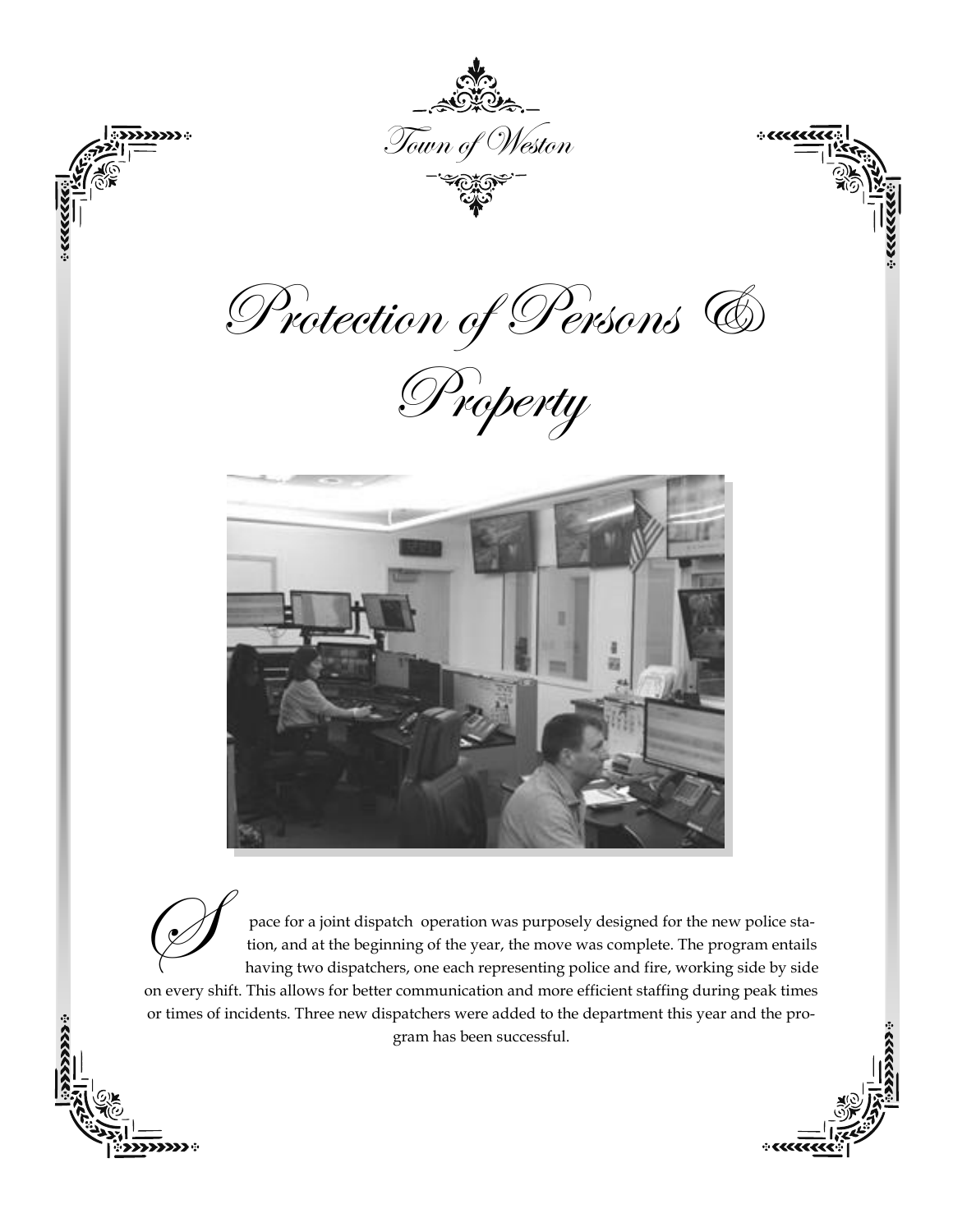Town of Weston

# Protection of Persons & Property

Space for a joint dispatch operation was purposely designed for the new police station, and at the beginning of the year, the move was complete. The program entails having two dispatchers, one each representing police and fire, working side by side on every shift. This allows for better communication and more efficient staffing during peak times or times of incidents. Three new dispatchers were added to the department this year and the program has been successful.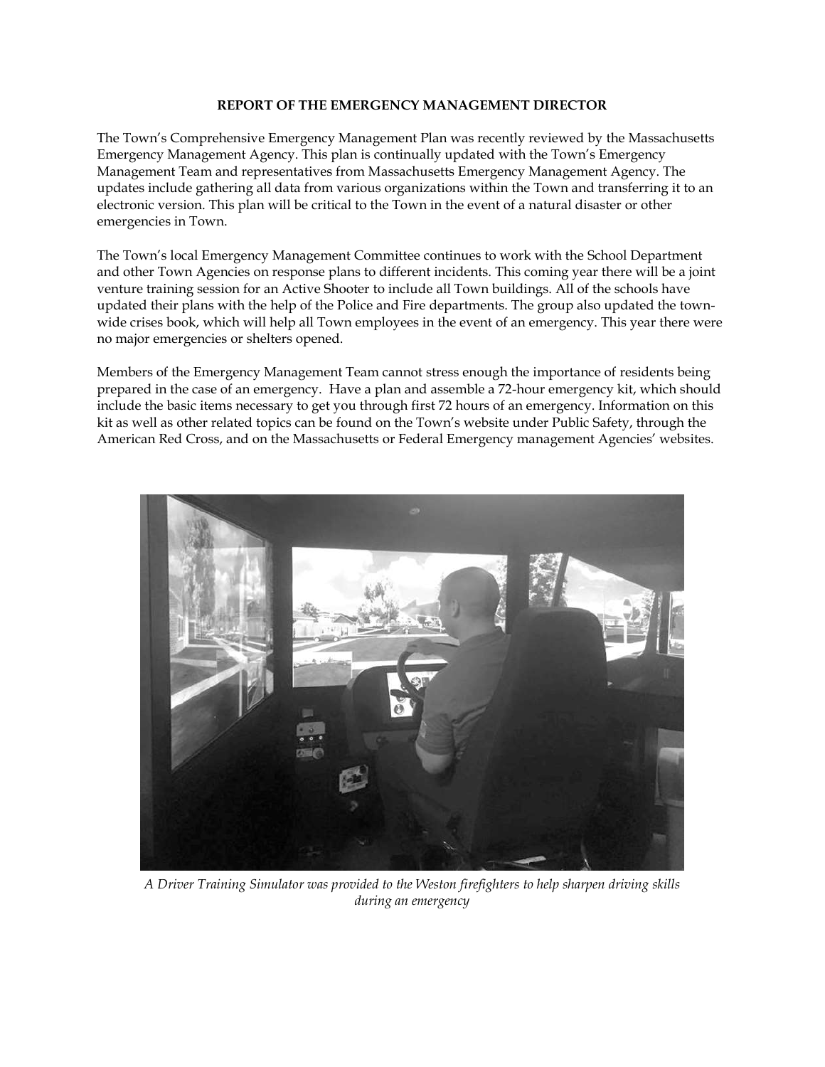## REPORT OF THE EMERGENCY MANAGEMENT DIRECTOR

The Town's Comprehensive Emergency Management Plan was recently reviewed by the Massachusetts Emergency Management Agency. This plan is continually updated with the Town's Emergency Management Team and representatives from Massachusetts Emergency Management Agency. The updates include gathering all data from various organizations within the Town and transferring it to an electronic version. This plan will be critical to the Town in the event of a natural disaster or other emergencies in Town.

The Town's local Emergency Management Committee continues to work with the School Department and other Town Agencies on response plans to different incidents. This coming year there will be a joint venture training session for an Active Shooter to include all Town buildings. All of the schools have updated their plans with the help of the Police and Fire departments. The group also updated the town-wide crises book, which will help all Town employees in the event of an emergency. This year there were no major emergencies or shelters opened.

Members of the Emergency Management Team cannot stress enough the importance of residents being prepared in the case of an emergency. Have a plan and assemble a 72-hour emergency kit, which should include the basic items necessary to get you through first 72 hours of an emergency. Information on this kit as well as other related topics can be found on the Town's website under Public Safety, through the American Red Cross, and on the Massachusetts or Federal Emergency management Agencies' websites.

*A Driver Training Simulator was provided to the Weston firefighters to help sharpen driving skills during an emergency*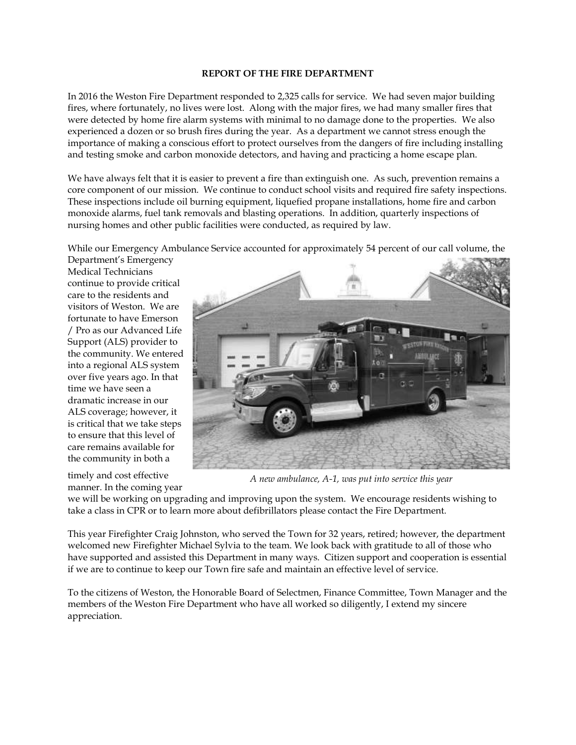# REPORT OF THE FIRE DEPARTMENT

In 2016 the Weston Fire Department responded to 2,325 calls for service. We had seven major building fires, where fortunately, no lives were lost. Along with the major fires, we had many smaller fires that were detected by home fire alarm systems with minimal to no damage done to the properties. We also experienced a dozen or so brush fires during the year. As a department we cannot stress enough the importance of making a conscious effort to protect ourselves from the dangers of fire including installing and testing smoke and carbon monoxide detectors, and having and practicing a home escape plan.

We have always felt that it is easier to prevent a fire than extinguish one. As such, prevention remains a core component of our mission. We continue to conduct school visits and required fire safety inspections. These inspections include oil burning equipment, liquefied propane installations, home fire and carbon monoxide alarms, fuel tank removals and blasting operations. In addition, quarterly inspections of nursing homes and other public facilities were conducted, as required by law.

While our Emergency Ambulance Service accounted for approximately 54 percent of our call volume, the Department's Emergency Medical Technicians continue to provide critical care to the residents and visitors of Weston. We are fortunate to have Emerson / Pro as our Advanced Life Support (ALS) provider to the community. We entered into a regional ALS system over five years ago. In that time we have seen a dramatic increase in our ALS coverage; however, it is critical that we take steps to ensure that this level of care remains available for the community in both a timely and cost effective manner. In the coming year we will be working on upgrading and improving upon the system. We encourage residents wishing to take a class in CPR or to learn more about defibrillators please contact the Fire Department.

*A new ambulance, A-1, was put into service this year*

This year Firefighter Craig Johnston, who served the Town for 32 years, retired; however, the department welcomed new Firefighter Michael Sylvia to the team. We look back with gratitude to all of those who have supported and assisted this Department in many ways. Citizen support and cooperation is essential if we are to continue to keep our Town fire safe and maintain an effective level of service.

To the citizens of Weston, the Honorable Board of Selectmen, Finance Committee, Town Manager and the members of the Weston Fire Department who have all worked so diligently, I extend my sincere appreciation.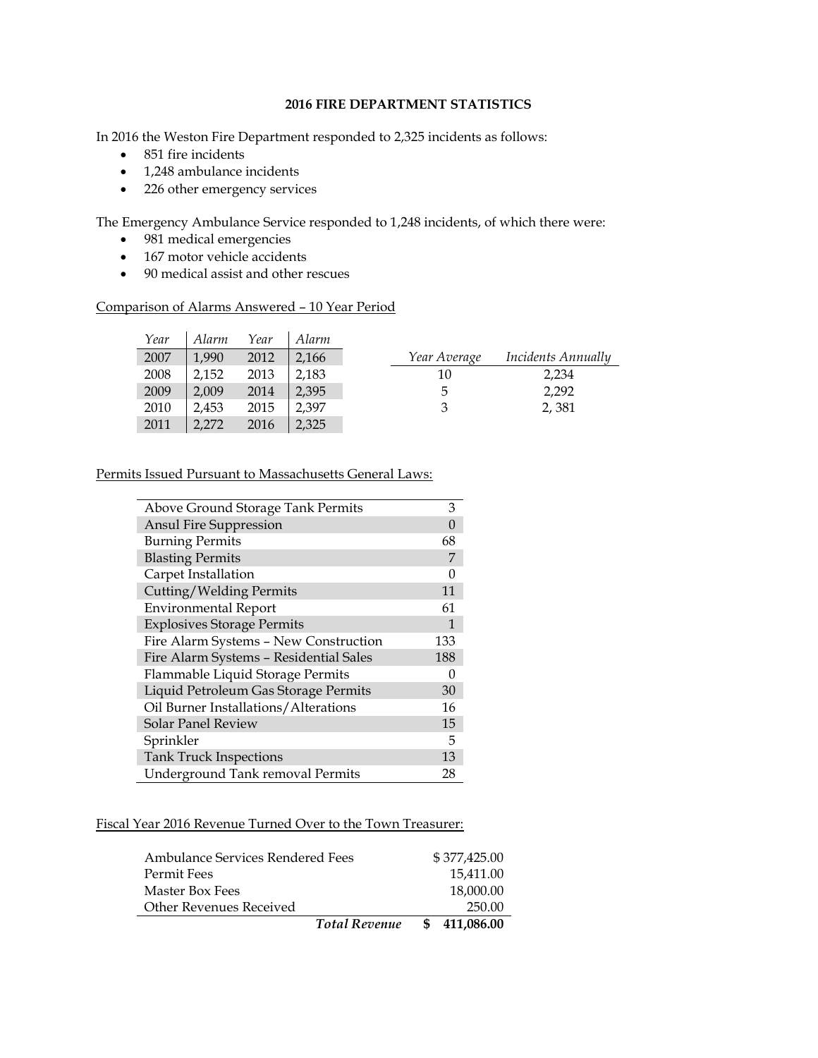## 2016 FIRE DEPARTMENT STATISTICS

In 2016 the Weston Fire Department responded to 2,325 incidents as follows:

- 851 fire incidents
- 1,248 ambulance incidents
- 226 other emergency services

The Emergency Ambulance Service responded to 1,248 incidents, of which there were:

- 981 medical emergencies
- 167 motor vehicle accidents
- 90 medical assist and other rescues

Comparison of Alarms Answered – 10 Year Period

| *Year* | *Alarm* | *Year* | *Alarm* |
|---|---|---|---|
| 2007 | 1,990 | 2012 | 2,166 |
| 2008 | 2,152 | 2013 | 2,183 |
| 2009 | 2,009 | 2014 | 2,395 |
| 2010 | 2,453 | 2015 | 2,397 |
| 2011 | 2,272 | 2016 | 2,325 |

| *Year Average* | *Incidents Annually* |
|---|---|
| 10 | 2,234 |
| 5 | 2,292 |
| 3 | 2, 381 |

Permits Issued Pursuant to Massachusetts General Laws:

| Permit | Count |
|---|---|
| Above Ground Storage Tank Permits | 3 |
| Ansul Fire Suppression | 0 |
| Burning Permits | 68 |
| Blasting Permits | 7 |
| Carpet Installation | 0 |
| Cutting/Welding Permits | 11 |
| Environmental Report | 61 |
| Explosives Storage Permits | 1 |
| Fire Alarm Systems – New Construction | 133 |
| Fire Alarm Systems – Residential Sales | 188 |
| Flammable Liquid Storage Permits | 0 |
| Liquid Petroleum Gas Storage Permits | 30 |
| Oil Burner Installations/Alterations | 16 |
| Solar Panel Review | 15 |
| Sprinkler | 5 |
| Tank Truck Inspections | 13 |
| Underground Tank removal Permits | 28 |

Fiscal Year 2016 Revenue Turned Over to the Town Treasurer:

| Source | Amount |
|---|---|
| Ambulance Services Rendered Fees | $ 377,425.00 |
| Permit Fees | 15,411.00 |
| Master Box Fees | 18,000.00 |
| Other Revenues Received | 250.00 |
| ***Total Revenue*** | **$ 411,086.00** |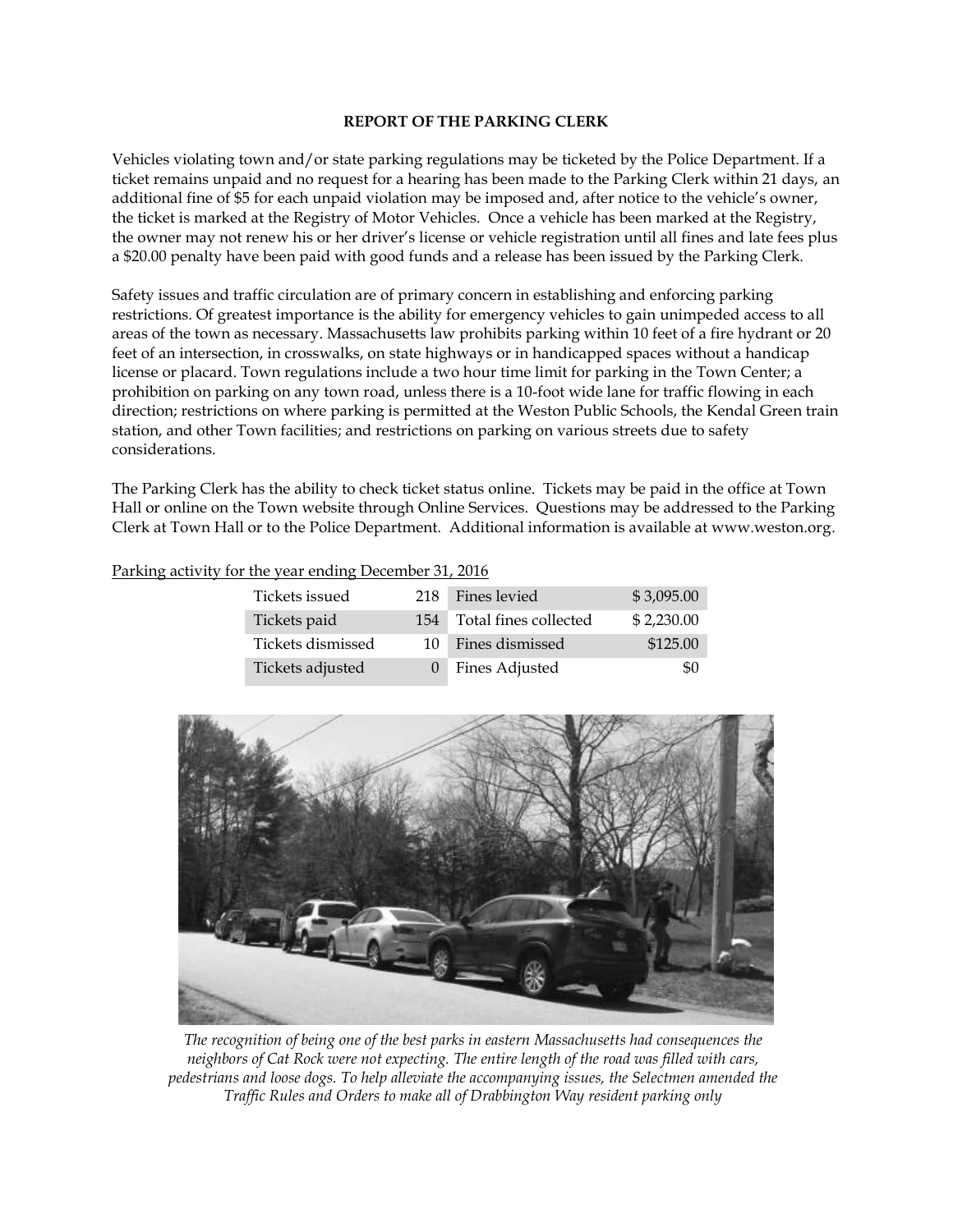# REPORT OF THE PARKING CLERK

Vehicles violating town and/or state parking regulations may be ticketed by the Police Department. If a ticket remains unpaid and no request for a hearing has been made to the Parking Clerk within 21 days, an additional fine of $5 for each unpaid violation may be imposed and, after notice to the vehicle's owner, the ticket is marked at the Registry of Motor Vehicles. Once a vehicle has been marked at the Registry, the owner may not renew his or her driver's license or vehicle registration until all fines and late fees plus a $20.00 penalty have been paid with good funds and a release has been issued by the Parking Clerk.

Safety issues and traffic circulation are of primary concern in establishing and enforcing parking restrictions. Of greatest importance is the ability for emergency vehicles to gain unimpeded access to all areas of the town as necessary. Massachusetts law prohibits parking within 10 feet of a fire hydrant or 20 feet of an intersection, in crosswalks, on state highways or in handicapped spaces without a handicap license or placard. Town regulations include a two hour time limit for parking in the Town Center; a prohibition on parking on any town road, unless there is a 10-foot wide lane for traffic flowing in each direction; restrictions on where parking is permitted at the Weston Public Schools, the Kendal Green train station, and other Town facilities; and restrictions on parking on various streets due to safety considerations.

The Parking Clerk has the ability to check ticket status online. Tickets may be paid in the office at Town Hall or online on the Town website through Online Services. Questions may be addressed to the Parking Clerk at Town Hall or to the Police Department. Additional information is available at www.weston.org.

Parking activity for the year ending December 31, 2016

| | | | |
|---|---|---|---|
| Tickets issued | 218 | Fines levied | $ 3,095.00 |
| Tickets paid | 154 | Total fines collected | $ 2,230.00 |
| Tickets dismissed | 10 | Fines dismissed | $125.00 |
| Tickets adjusted | 0 | Fines Adjusted | $0 |

*The recognition of being one of the best parks in eastern Massachusetts had consequences the neighbors of Cat Rock were not expecting. The entire length of the road was filled with cars, pedestrians and loose dogs. To help alleviate the accompanying issues, the Selectmen amended the Traffic Rules and Orders to make all of Drabbington Way resident parking only*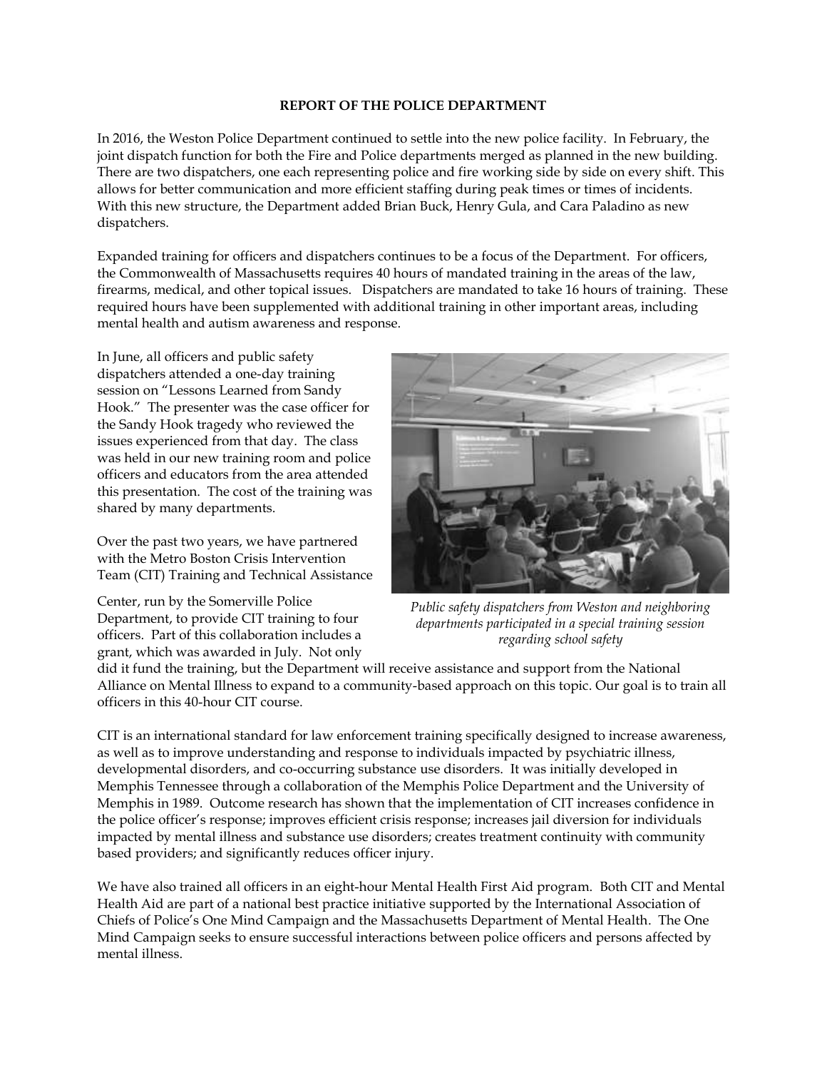**REPORT OF THE POLICE DEPARTMENT**

In 2016, the Weston Police Department continued to settle into the new police facility. In February, the joint dispatch function for both the Fire and Police departments merged as planned in the new building. There are two dispatchers, one each representing police and fire working side by side on every shift. This allows for better communication and more efficient staffing during peak times or times of incidents. With this new structure, the Department added Brian Buck, Henry Gula, and Cara Paladino as new dispatchers.

Expanded training for officers and dispatchers continues to be a focus of the Department. For officers, the Commonwealth of Massachusetts requires 40 hours of mandated training in the areas of the law, firearms, medical, and other topical issues. Dispatchers are mandated to take 16 hours of training. These required hours have been supplemented with additional training in other important areas, including mental health and autism awareness and response.

In June, all officers and public safety dispatchers attended a one-day training session on "Lessons Learned from Sandy Hook." The presenter was the case officer for the Sandy Hook tragedy who reviewed the issues experienced from that day. The class was held in our new training room and police officers and educators from the area attended this presentation. The cost of the training was shared by many departments.

*Public safety dispatchers from Weston and neighboring departments participated in a special training session regarding school safety*

Over the past two years, we have partnered with the Metro Boston Crisis Intervention Team (CIT) Training and Technical Assistance Center, run by the Somerville Police Department, to provide CIT training to four officers. Part of this collaboration includes a grant, which was awarded in July. Not only did it fund the training, but the Department will receive assistance and support from the National Alliance on Mental Illness to expand to a community-based approach on this topic. Our goal is to train all officers in this 40-hour CIT course.

CIT is an international standard for law enforcement training specifically designed to increase awareness, as well as to improve understanding and response to individuals impacted by psychiatric illness, developmental disorders, and co-occurring substance use disorders. It was initially developed in Memphis Tennessee through a collaboration of the Memphis Police Department and the University of Memphis in 1989. Outcome research has shown that the implementation of CIT increases confidence in the police officer's response; improves efficient crisis response; increases jail diversion for individuals impacted by mental illness and substance use disorders; creates treatment continuity with community based providers; and significantly reduces officer injury.

We have also trained all officers in an eight-hour Mental Health First Aid program. Both CIT and Mental Health Aid are part of a national best practice initiative supported by the International Association of Chiefs of Police's One Mind Campaign and the Massachusetts Department of Mental Health. The One Mind Campaign seeks to ensure successful interactions between police officers and persons affected by mental illness.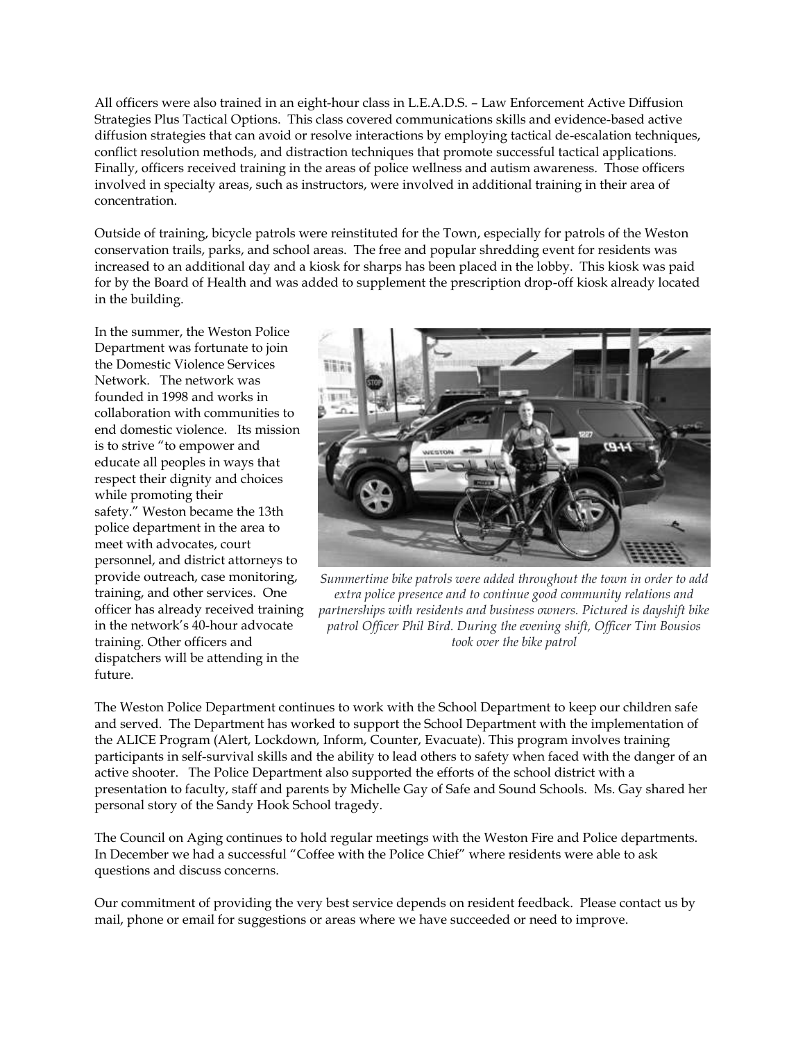All officers were also trained in an eight-hour class in L.E.A.D.S. – Law Enforcement Active Diffusion Strategies Plus Tactical Options. This class covered communications skills and evidence-based active diffusion strategies that can avoid or resolve interactions by employing tactical de-escalation techniques, conflict resolution methods, and distraction techniques that promote successful tactical applications. Finally, officers received training in the areas of police wellness and autism awareness. Those officers involved in specialty areas, such as instructors, were involved in additional training in their area of concentration.

Outside of training, bicycle patrols were reinstituted for the Town, especially for patrols of the Weston conservation trails, parks, and school areas. The free and popular shredding event for residents was increased to an additional day and a kiosk for sharps has been placed in the lobby. This kiosk was paid for by the Board of Health and was added to supplement the prescription drop-off kiosk already located in the building.

In the summer, the Weston Police Department was fortunate to join the Domestic Violence Services Network. The network was founded in 1998 and works in collaboration with communities to end domestic violence. Its mission is to strive "to empower and educate all peoples in ways that respect their dignity and choices while promoting their safety." Weston became the 13th police department in the area to meet with advocates, court personnel, and district attorneys to provide outreach, case monitoring, training, and other services. One officer has already received training in the network's 40-hour advocate training. Other officers and dispatchers will be attending in the future.

*Summertime bike patrols were added throughout the town in order to add extra police presence and to continue good community relations and partnerships with residents and business owners. Pictured is dayshift bike patrol Officer Phil Bird. During the evening shift, Officer Tim Bousios took over the bike patrol*

The Weston Police Department continues to work with the School Department to keep our children safe and served. The Department has worked to support the School Department with the implementation of the ALICE Program (Alert, Lockdown, Inform, Counter, Evacuate). This program involves training participants in self-survival skills and the ability to lead others to safety when faced with the danger of an active shooter. The Police Department also supported the efforts of the school district with a presentation to faculty, staff and parents by Michelle Gay of Safe and Sound Schools. Ms. Gay shared her personal story of the Sandy Hook School tragedy.

The Council on Aging continues to hold regular meetings with the Weston Fire and Police departments. In December we had a successful "Coffee with the Police Chief" where residents were able to ask questions and discuss concerns.

Our commitment of providing the very best service depends on resident feedback. Please contact us by mail, phone or email for suggestions or areas where we have succeeded or need to improve.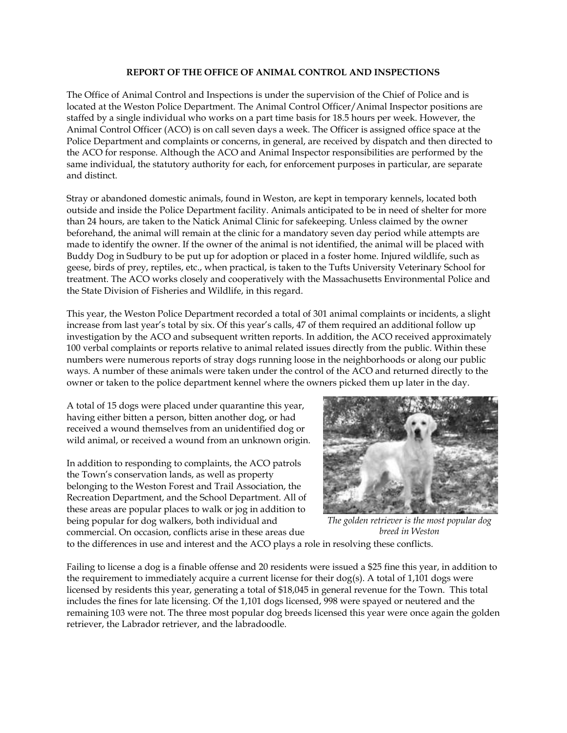# REPORT OF THE OFFICE OF ANIMAL CONTROL AND INSPECTIONS

The Office of Animal Control and Inspections is under the supervision of the Chief of Police and is located at the Weston Police Department. The Animal Control Officer/Animal Inspector positions are staffed by a single individual who works on a part time basis for 18.5 hours per week. However, the Animal Control Officer (ACO) is on call seven days a week. The Officer is assigned office space at the Police Department and complaints or concerns, in general, are received by dispatch and then directed to the ACO for response. Although the ACO and Animal Inspector responsibilities are performed by the same individual, the statutory authority for each, for enforcement purposes in particular, are separate and distinct.

Stray or abandoned domestic animals, found in Weston, are kept in temporary kennels, located both outside and inside the Police Department facility. Animals anticipated to be in need of shelter for more than 24 hours, are taken to the Natick Animal Clinic for safekeeping. Unless claimed by the owner beforehand, the animal will remain at the clinic for a mandatory seven day period while attempts are made to identify the owner. If the owner of the animal is not identified, the animal will be placed with Buddy Dog in Sudbury to be put up for adoption or placed in a foster home. Injured wildlife, such as geese, birds of prey, reptiles, etc., when practical, is taken to the Tufts University Veterinary School for treatment. The ACO works closely and cooperatively with the Massachusetts Environmental Police and the State Division of Fisheries and Wildlife, in this regard.

This year, the Weston Police Department recorded a total of 301 animal complaints or incidents, a slight increase from last year's total by six. Of this year's calls, 47 of them required an additional follow up investigation by the ACO and subsequent written reports. In addition, the ACO received approximately 100 verbal complaints or reports relative to animal related issues directly from the public. Within these numbers were numerous reports of stray dogs running loose in the neighborhoods or along our public ways. A number of these animals were taken under the control of the ACO and returned directly to the owner or taken to the police department kennel where the owners picked them up later in the day.

A total of 15 dogs were placed under quarantine this year, having either bitten a person, bitten another dog, or had received a wound themselves from an unidentified dog or wild animal, or received a wound from an unknown origin.

In addition to responding to complaints, the ACO patrols the Town's conservation lands, as well as property belonging to the Weston Forest and Trail Association, the Recreation Department, and the School Department. All of these areas are popular places to walk or jog in addition to being popular for dog walkers, both individual and commercial. On occasion, conflicts arise in these areas due to the differences in use and interest and the ACO plays a role in resolving these conflicts.

*The golden retriever is the most popular dog breed in Weston*

Failing to license a dog is a finable offense and 20 residents were issued a $25 fine this year, in addition to the requirement to immediately acquire a current license for their dog(s). A total of 1,101 dogs were licensed by residents this year, generating a total of $18,045 in general revenue for the Town. This total includes the fines for late licensing. Of the 1,101 dogs licensed, 998 were spayed or neutered and the remaining 103 were not. The three most popular dog breeds licensed this year were once again the golden retriever, the Labrador retriever, and the labradoodle.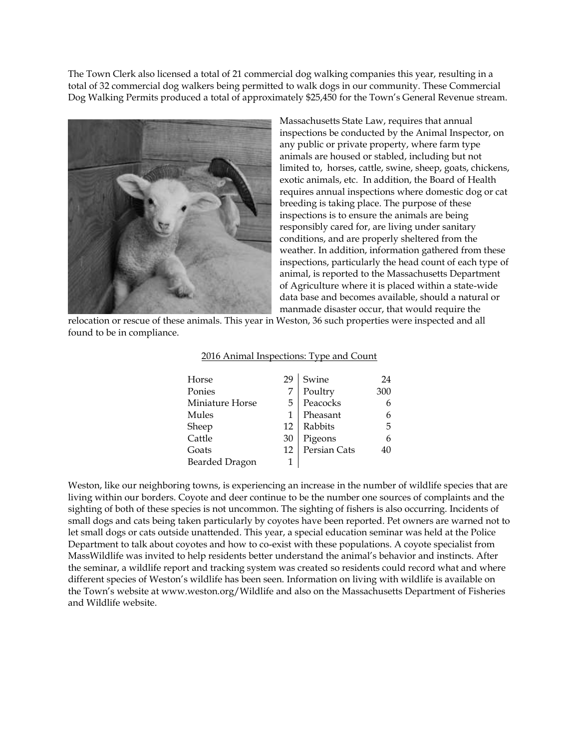The Town Clerk also licensed a total of 21 commercial dog walking companies this year, resulting in a total of 32 commercial dog walkers being permitted to walk dogs in our community. These Commercial Dog Walking Permits produced a total of approximately $25,450 for the Town's General Revenue stream.

Massachusetts State Law, requires that annual inspections be conducted by the Animal Inspector, on any public or private property, where farm type animals are housed or stabled, including but not limited to, horses, cattle, swine, sheep, goats, chickens, exotic animals, etc. In addition, the Board of Health requires annual inspections where domestic dog or cat breeding is taking place. The purpose of these inspections is to ensure the animals are being responsibly cared for, are living under sanitary conditions, and are properly sheltered from the weather. In addition, information gathered from these inspections, particularly the head count of each type of animal, is reported to the Massachusetts Department of Agriculture where it is placed within a state-wide data base and becomes available, should a natural or manmade disaster occur, that would require the relocation or rescue of these animals. This year in Weston, 36 such properties were inspected and all found to be in compliance.

2016 Animal Inspections: Type and Count

| Type | Count | Type | Count |
|---|---|---|---|
| Horse | 29 | Swine | 24 |
| Ponies | 7 | Poultry | 300 |
| Miniature Horse | 5 | Peacocks | 6 |
| Mules | 1 | Pheasant | 6 |
| Sheep | 12 | Rabbits | 5 |
| Cattle | 30 | Pigeons | 6 |
| Goats | 12 | Persian Cats | 40 |
| Bearded Dragon | 1 | | |

Weston, like our neighboring towns, is experiencing an increase in the number of wildlife species that are living within our borders. Coyote and deer continue to be the number one sources of complaints and the sighting of both of these species is not uncommon. The sighting of fishers is also occurring. Incidents of small dogs and cats being taken particularly by coyotes have been reported. Pet owners are warned not to let small dogs or cats outside unattended. This year, a special education seminar was held at the Police Department to talk about coyotes and how to co-exist with these populations. A coyote specialist from MassWildlife was invited to help residents better understand the animal's behavior and instincts. After the seminar, a wildlife report and tracking system was created so residents could record what and where different species of Weston's wildlife has been seen. Information on living with wildlife is available on the Town's website at www.weston.org/Wildlife and also on the Massachusetts Department of Fisheries and Wildlife website.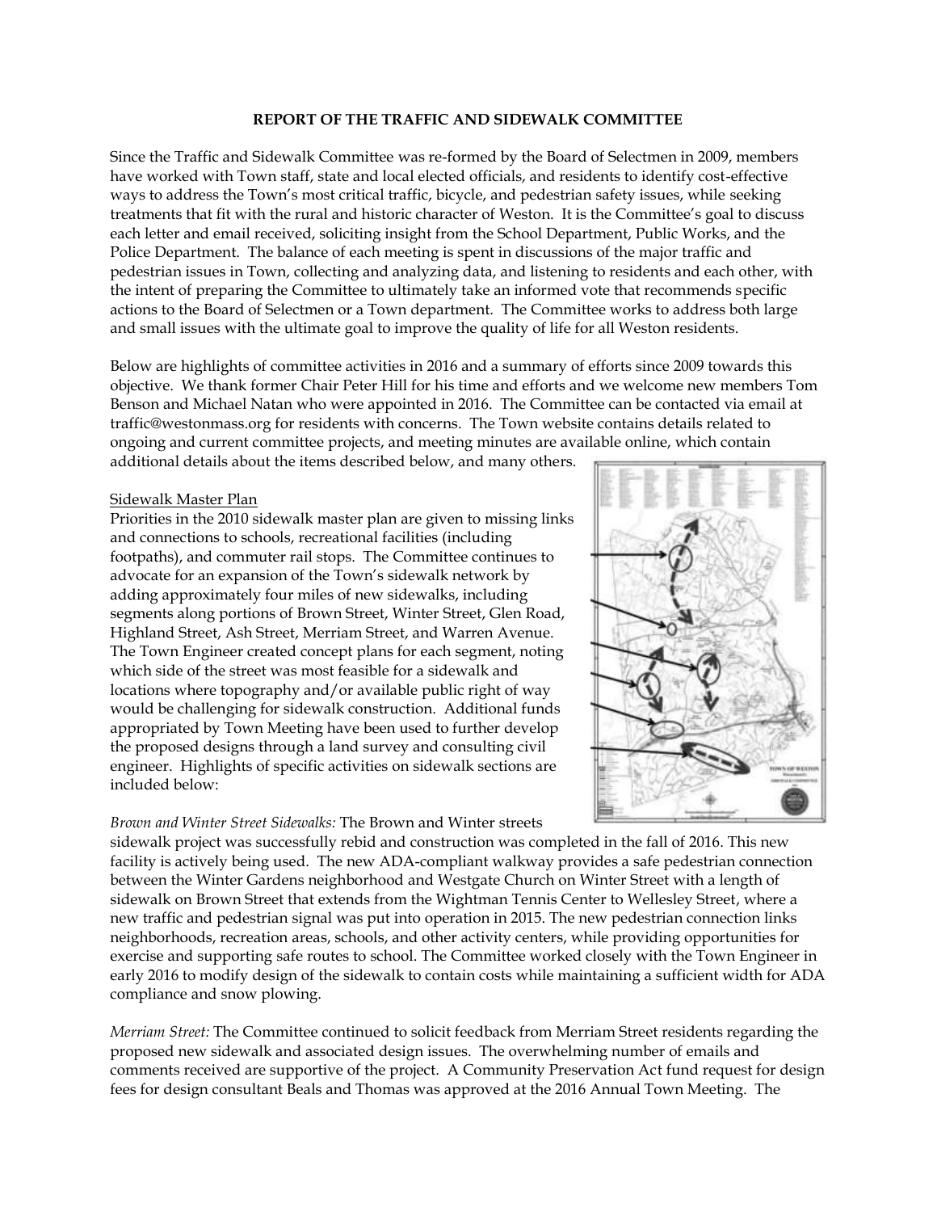**REPORT OF THE TRAFFIC AND SIDEWALK COMMITTEE**

Since the Traffic and Sidewalk Committee was re-formed by the Board of Selectmen in 2009, members have worked with Town staff, state and local elected officials, and residents to identify cost-effective ways to address the Town's most critical traffic, bicycle, and pedestrian safety issues, while seeking treatments that fit with the rural and historic character of Weston. It is the Committee's goal to discuss each letter and email received, soliciting insight from the School Department, Public Works, and the Police Department. The balance of each meeting is spent in discussions of the major traffic and pedestrian issues in Town, collecting and analyzing data, and listening to residents and each other, with the intent of preparing the Committee to ultimately take an informed vote that recommends specific actions to the Board of Selectmen or a Town department. The Committee works to address both large and small issues with the ultimate goal to improve the quality of life for all Weston residents.

Below are highlights of committee activities in 2016 and a summary of efforts since 2009 towards this objective. We thank former Chair Peter Hill for his time and efforts and we welcome new members Tom Benson and Michael Natan who were appointed in 2016. The Committee can be contacted via email at traffic@westonmass.org for residents with concerns. The Town website contains details related to ongoing and current committee projects, and meeting minutes are available online, which contain additional details about the items described below, and many others.

Sidewalk Master Plan

Priorities in the 2010 sidewalk master plan are given to missing links and connections to schools, recreational facilities (including footpaths), and commuter rail stops. The Committee continues to advocate for an expansion of the Town's sidewalk network by adding approximately four miles of new sidewalks, including segments along portions of Brown Street, Winter Street, Glen Road, Highland Street, Ash Street, Merriam Street, and Warren Avenue. The Town Engineer created concept plans for each segment, noting which side of the street was most feasible for a sidewalk and locations where topography and/or available public right of way would be challenging for sidewalk construction. Additional funds appropriated by Town Meeting have been used to further develop the proposed designs through a land survey and consulting civil engineer. Highlights of specific activities on sidewalk sections are included below:

*Brown and Winter Street Sidewalks:* The Brown and Winter streets sidewalk project was successfully rebid and construction was completed in the fall of 2016. This new facility is actively being used. The new ADA-compliant walkway provides a safe pedestrian connection between the Winter Gardens neighborhood and Westgate Church on Winter Street with a length of sidewalk on Brown Street that extends from the Wightman Tennis Center to Wellesley Street, where a new traffic and pedestrian signal was put into operation in 2015. The new pedestrian connection links neighborhoods, recreation areas, schools, and other activity centers, while providing opportunities for exercise and supporting safe routes to school. The Committee worked closely with the Town Engineer in early 2016 to modify design of the sidewalk to contain costs while maintaining a sufficient width for ADA compliance and snow plowing.

*Merriam Street:* The Committee continued to solicit feedback from Merriam Street residents regarding the proposed new sidewalk and associated design issues. The overwhelming number of emails and comments received are supportive of the project. A Community Preservation Act fund request for design fees for design consultant Beals and Thomas was approved at the 2016 Annual Town Meeting. The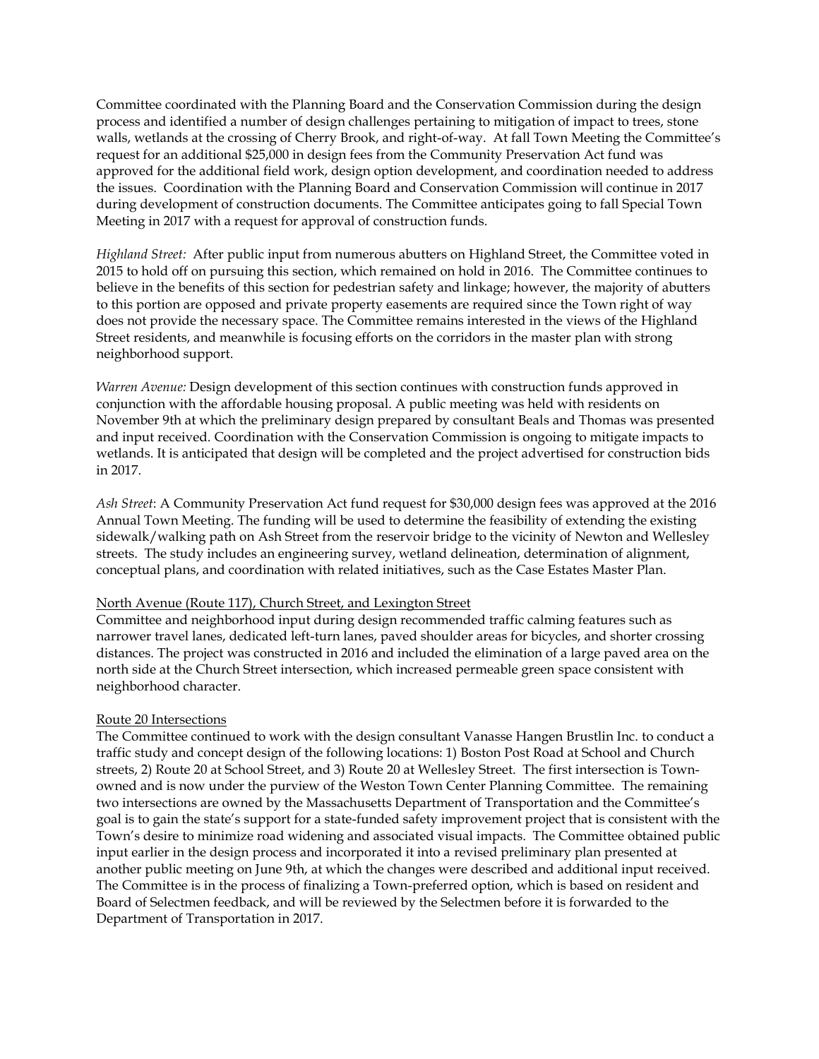Committee coordinated with the Planning Board and the Conservation Commission during the design process and identified a number of design challenges pertaining to mitigation of impact to trees, stone walls, wetlands at the crossing of Cherry Brook, and right-of-way. At fall Town Meeting the Committee's request for an additional $25,000 in design fees from the Community Preservation Act fund was approved for the additional field work, design option development, and coordination needed to address the issues. Coordination with the Planning Board and Conservation Commission will continue in 2017 during development of construction documents. The Committee anticipates going to fall Special Town Meeting in 2017 with a request for approval of construction funds.

*Highland Street:* After public input from numerous abutters on Highland Street, the Committee voted in 2015 to hold off on pursuing this section, which remained on hold in 2016. The Committee continues to believe in the benefits of this section for pedestrian safety and linkage; however, the majority of abutters to this portion are opposed and private property easements are required since the Town right of way does not provide the necessary space. The Committee remains interested in the views of the Highland Street residents, and meanwhile is focusing efforts on the corridors in the master plan with strong neighborhood support.

*Warren Avenue:* Design development of this section continues with construction funds approved in conjunction with the affordable housing proposal. A public meeting was held with residents on November 9th at which the preliminary design prepared by consultant Beals and Thomas was presented and input received. Coordination with the Conservation Commission is ongoing to mitigate impacts to wetlands. It is anticipated that design will be completed and the project advertised for construction bids in 2017.

*Ash Street*: A Community Preservation Act fund request for $30,000 design fees was approved at the 2016 Annual Town Meeting. The funding will be used to determine the feasibility of extending the existing sidewalk/walking path on Ash Street from the reservoir bridge to the vicinity of Newton and Wellesley streets. The study includes an engineering survey, wetland delineation, determination of alignment, conceptual plans, and coordination with related initiatives, such as the Case Estates Master Plan.

<u>North Avenue (Route 117), Church Street, and Lexington Street</u>

Committee and neighborhood input during design recommended traffic calming features such as narrower travel lanes, dedicated left-turn lanes, paved shoulder areas for bicycles, and shorter crossing distances. The project was constructed in 2016 and included the elimination of a large paved area on the north side at the Church Street intersection, which increased permeable green space consistent with neighborhood character.

<u>Route 20 Intersections</u>

The Committee continued to work with the design consultant Vanasse Hangen Brustlin Inc. to conduct a traffic study and concept design of the following locations: 1) Boston Post Road at School and Church streets, 2) Route 20 at School Street, and 3) Route 20 at Wellesley Street. The first intersection is Town-owned and is now under the purview of the Weston Town Center Planning Committee. The remaining two intersections are owned by the Massachusetts Department of Transportation and the Committee's goal is to gain the state's support for a state-funded safety improvement project that is consistent with the Town's desire to minimize road widening and associated visual impacts. The Committee obtained public input earlier in the design process and incorporated it into a revised preliminary plan presented at another public meeting on June 9th, at which the changes were described and additional input received. The Committee is in the process of finalizing a Town-preferred option, which is based on resident and Board of Selectmen feedback, and will be reviewed by the Selectmen before it is forwarded to the Department of Transportation in 2017.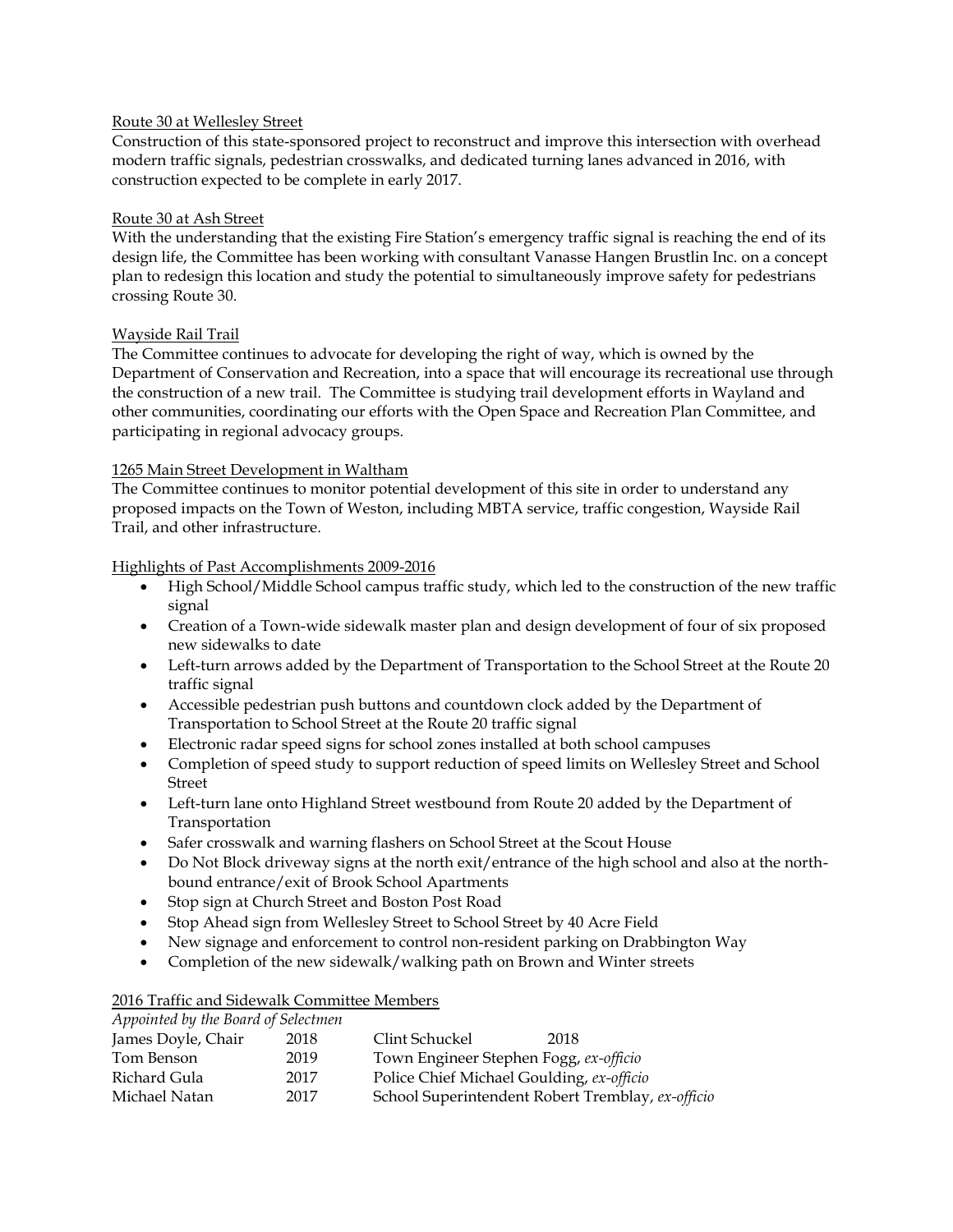Route 30 at Wellesley Street

Construction of this state-sponsored project to reconstruct and improve this intersection with overhead modern traffic signals, pedestrian crosswalks, and dedicated turning lanes advanced in 2016, with construction expected to be complete in early 2017.

Route 30 at Ash Street

With the understanding that the existing Fire Station's emergency traffic signal is reaching the end of its design life, the Committee has been working with consultant Vanasse Hangen Brustlin Inc. on a concept plan to redesign this location and study the potential to simultaneously improve safety for pedestrians crossing Route 30.

Wayside Rail Trail

The Committee continues to advocate for developing the right of way, which is owned by the Department of Conservation and Recreation, into a space that will encourage its recreational use through the construction of a new trail. The Committee is studying trail development efforts in Wayland and other communities, coordinating our efforts with the Open Space and Recreation Plan Committee, and participating in regional advocacy groups.

1265 Main Street Development in Waltham

The Committee continues to monitor potential development of this site in order to understand any proposed impacts on the Town of Weston, including MBTA service, traffic congestion, Wayside Rail Trail, and other infrastructure.

Highlights of Past Accomplishments 2009-2016

- High School/Middle School campus traffic study, which led to the construction of the new traffic signal
- Creation of a Town-wide sidewalk master plan and design development of four of six proposed new sidewalks to date
- Left-turn arrows added by the Department of Transportation to the School Street at the Route 20 traffic signal
- Accessible pedestrian push buttons and countdown clock added by the Department of Transportation to School Street at the Route 20 traffic signal
- Electronic radar speed signs for school zones installed at both school campuses
- Completion of speed study to support reduction of speed limits on Wellesley Street and School Street
- Left-turn lane onto Highland Street westbound from Route 20 added by the Department of Transportation
- Safer crosswalk and warning flashers on School Street at the Scout House
- Do Not Block driveway signs at the north exit/entrance of the high school and also at the north-bound entrance/exit of Brook School Apartments
- Stop sign at Church Street and Boston Post Road
- Stop Ahead sign from Wellesley Street to School Street by 40 Acre Field
- New signage and enforcement to control non-resident parking on Drabbington Way
- Completion of the new sidewalk/walking path on Brown and Winter streets

2016 Traffic and Sidewalk Committee Members

*Appointed by the Board of Selectmen*

| | | | |
|---|---|---|---|
| James Doyle, Chair | 2018 | Clint Schuckel | 2018 |
| Tom Benson | 2019 | Town Engineer Stephen Fogg, *ex-officio* | |
| Richard Gula | 2017 | Police Chief Michael Goulding, *ex-officio* | |
| Michael Natan | 2017 | School Superintendent Robert Tremblay, *ex-officio* | |